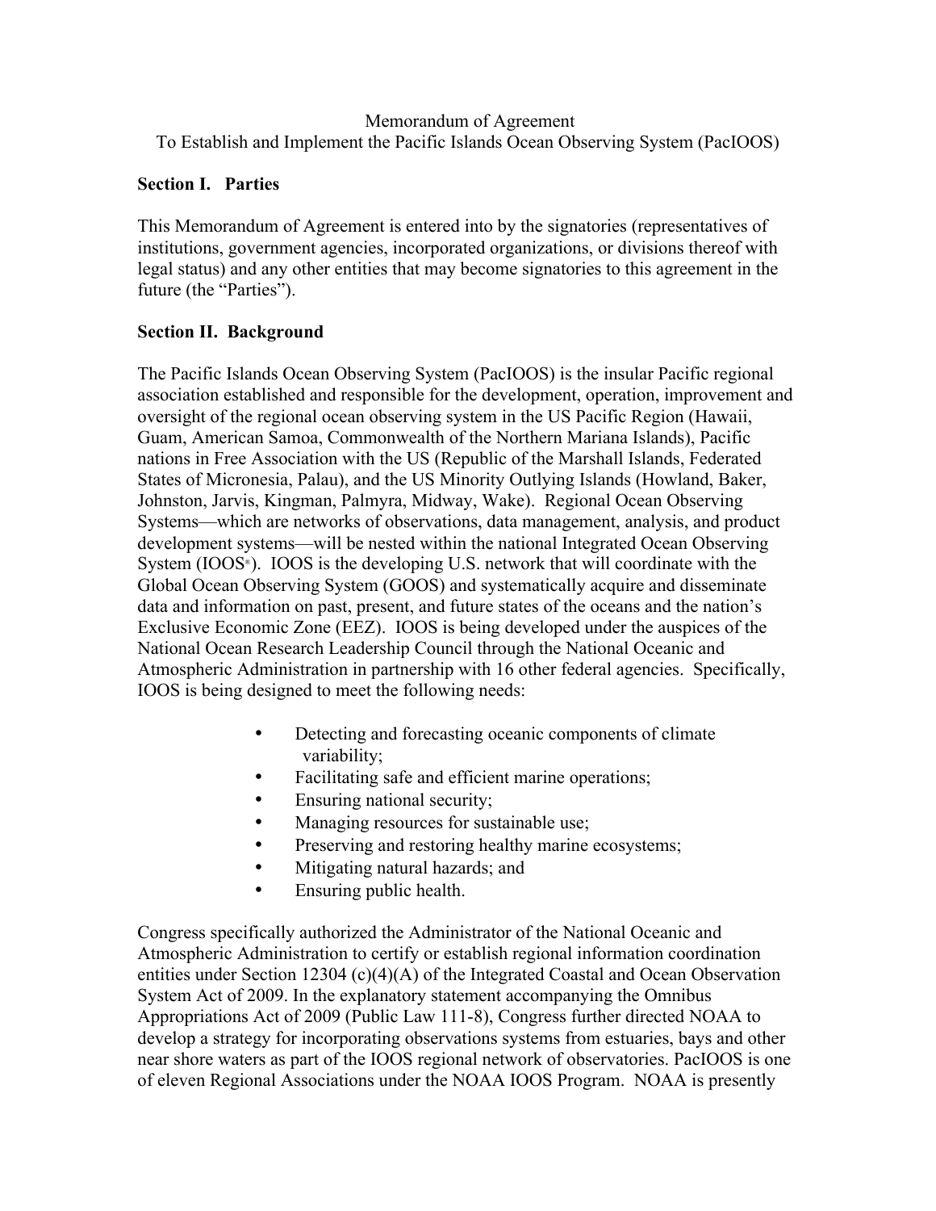Memorandum of Agreement

To Establish and Implement the Pacific Islands Ocean Observing System (PacIOOS)

## Section I. Parties

This Memorandum of Agreement is entered into by the signatories (representatives of institutions, government agencies, incorporated organizations, or divisions thereof with legal status) and any other entities that may become signatories to this agreement in the future (the "Parties").

## Section II. Background

The Pacific Islands Ocean Observing System (PacIOOS) is the insular Pacific regional association established and responsible for the development, operation, improvement and oversight of the regional ocean observing system in the US Pacific Region (Hawaii, Guam, American Samoa, Commonwealth of the Northern Mariana Islands), Pacific nations in Free Association with the US (Republic of the Marshall Islands, Federated States of Micronesia, Palau), and the US Minority Outlying Islands (Howland, Baker, Johnston, Jarvis, Kingman, Palmyra, Midway, Wake). Regional Ocean Observing Systems—which are networks of observations, data management, analysis, and product development systems—will be nested within the national Integrated Ocean Observing System (IOOS®). IOOS is the developing U.S. network that will coordinate with the Global Ocean Observing System (GOOS) and systematically acquire and disseminate data and information on past, present, and future states of the oceans and the nation's Exclusive Economic Zone (EEZ). IOOS is being developed under the auspices of the National Ocean Research Leadership Council through the National Oceanic and Atmospheric Administration in partnership with 16 other federal agencies. Specifically, IOOS is being designed to meet the following needs:

- Detecting and forecasting oceanic components of climate variability;
- Facilitating safe and efficient marine operations;
- Ensuring national security;
- Managing resources for sustainable use;
- Preserving and restoring healthy marine ecosystems;
- Mitigating natural hazards; and
- Ensuring public health.

Congress specifically authorized the Administrator of the National Oceanic and Atmospheric Administration to certify or establish regional information coordination entities under Section 12304 (c)(4)(A) of the Integrated Coastal and Ocean Observation System Act of 2009. In the explanatory statement accompanying the Omnibus Appropriations Act of 2009 (Public Law 111-8), Congress further directed NOAA to develop a strategy for incorporating observations systems from estuaries, bays and other near shore waters as part of the IOOS regional network of observatories. PacIOOS is one of eleven Regional Associations under the NOAA IOOS Program. NOAA is presently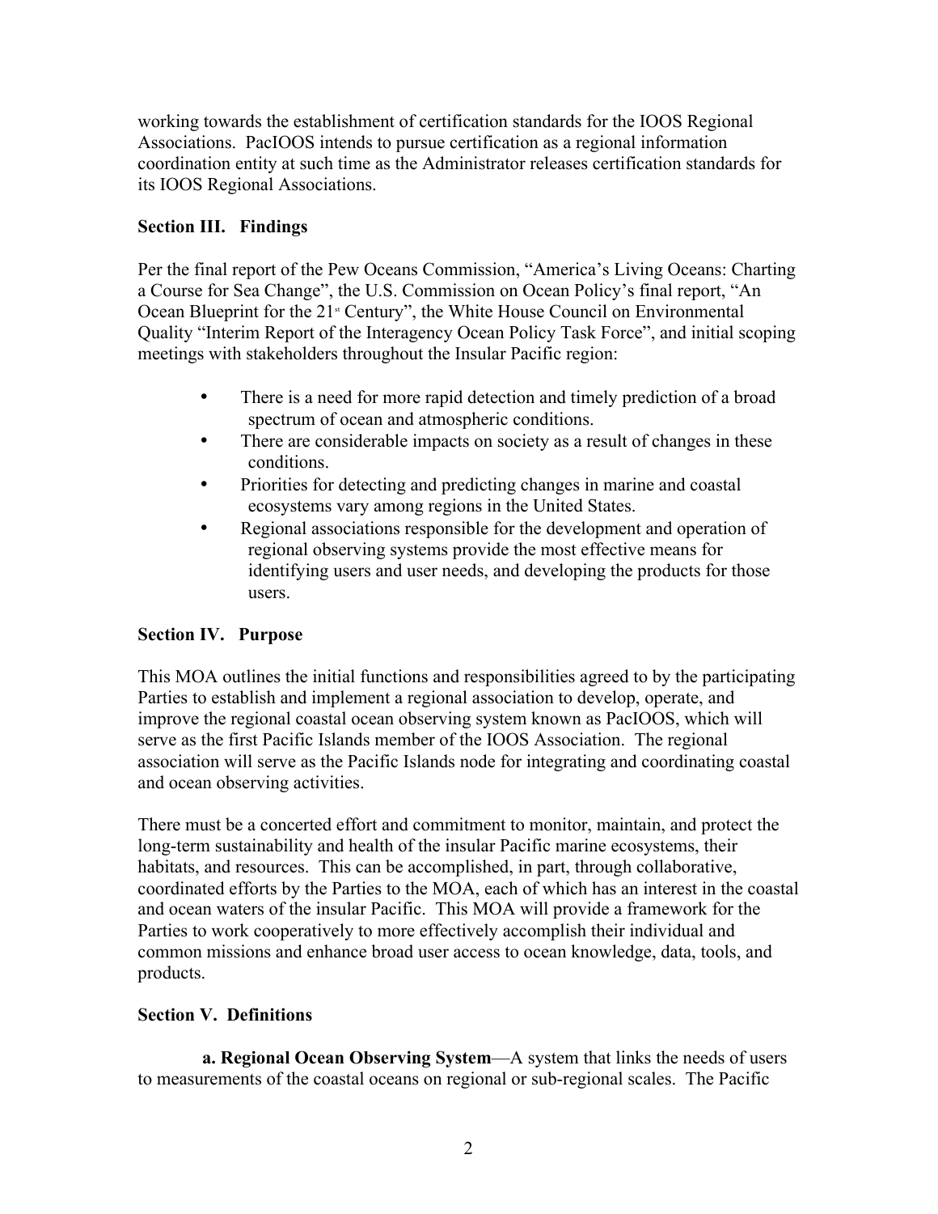working towards the establishment of certification standards for the IOOS Regional Associations. PacIOOS intends to pursue certification as a regional information coordination entity at such time as the Administrator releases certification standards for its IOOS Regional Associations.

**Section III. Findings**

Per the final report of the Pew Oceans Commission, "America's Living Oceans: Charting a Course for Sea Change", the U.S. Commission on Ocean Policy's final report, "An Ocean Blueprint for the 21st Century", the White House Council on Environmental Quality "Interim Report of the Interagency Ocean Policy Task Force", and initial scoping meetings with stakeholders throughout the Insular Pacific region:

- There is a need for more rapid detection and timely prediction of a broad spectrum of ocean and atmospheric conditions.
- There are considerable impacts on society as a result of changes in these conditions.
- Priorities for detecting and predicting changes in marine and coastal ecosystems vary among regions in the United States.
- Regional associations responsible for the development and operation of regional observing systems provide the most effective means for identifying users and user needs, and developing the products for those users.

**Section IV. Purpose**

This MOA outlines the initial functions and responsibilities agreed to by the participating Parties to establish and implement a regional association to develop, operate, and improve the regional coastal ocean observing system known as PacIOOS, which will serve as the first Pacific Islands member of the IOOS Association. The regional association will serve as the Pacific Islands node for integrating and coordinating coastal and ocean observing activities.

There must be a concerted effort and commitment to monitor, maintain, and protect the long-term sustainability and health of the insular Pacific marine ecosystems, their habitats, and resources. This can be accomplished, in part, through collaborative, coordinated efforts by the Parties to the MOA, each of which has an interest in the coastal and ocean waters of the insular Pacific. This MOA will provide a framework for the Parties to work cooperatively to more effectively accomplish their individual and common missions and enhance broad user access to ocean knowledge, data, tools, and products.

**Section V. Definitions**

**a. Regional Ocean Observing System**—A system that links the needs of users to measurements of the coastal oceans on regional or sub-regional scales. The Pacific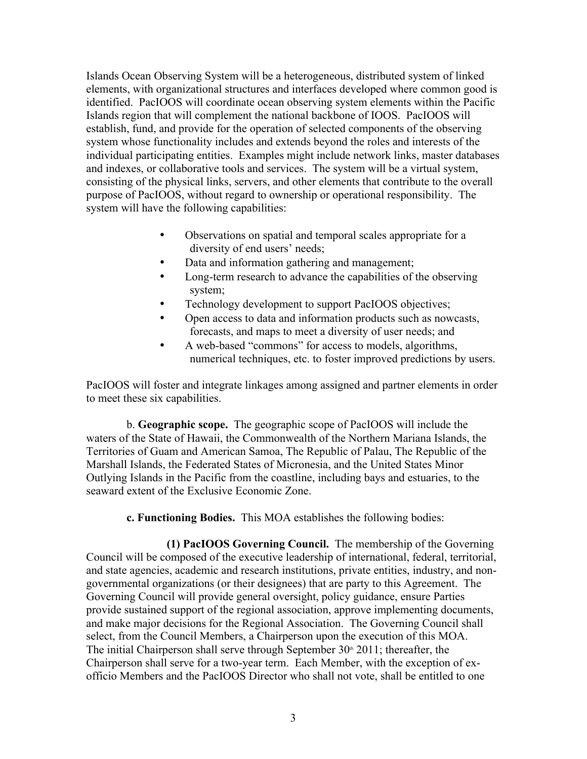Islands Ocean Observing System will be a heterogeneous, distributed system of linked elements, with organizational structures and interfaces developed where common good is identified. PacIOOS will coordinate ocean observing system elements within the Pacific Islands region that will complement the national backbone of IOOS. PacIOOS will establish, fund, and provide for the operation of selected components of the observing system whose functionality includes and extends beyond the roles and interests of the individual participating entities. Examples might include network links, master databases and indexes, or collaborative tools and services. The system will be a virtual system, consisting of the physical links, servers, and other elements that contribute to the overall purpose of PacIOOS, without regard to ownership or operational responsibility. The system will have the following capabilities:

- Observations on spatial and temporal scales appropriate for a diversity of end users' needs;
- Data and information gathering and management;
- Long-term research to advance the capabilities of the observing system;
- Technology development to support PacIOOS objectives;
- Open access to data and information products such as nowcasts, forecasts, and maps to meet a diversity of user needs; and
- A web-based "commons" for access to models, algorithms, numerical techniques, etc. to foster improved predictions by users.

PacIOOS will foster and integrate linkages among assigned and partner elements in order to meet these six capabilities.

b. **Geographic scope.** The geographic scope of PacIOOS will include the waters of the State of Hawaii, the Commonwealth of the Northern Mariana Islands, the Territories of Guam and American Samoa, The Republic of Palau, The Republic of the Marshall Islands, the Federated States of Micronesia, and the United States Minor Outlying Islands in the Pacific from the coastline, including bays and estuaries, to the seaward extent of the Exclusive Economic Zone.

**c. Functioning Bodies.** This MOA establishes the following bodies:

**(1) PacIOOS Governing Council.** The membership of the Governing Council will be composed of the executive leadership of international, federal, territorial, and state agencies, academic and research institutions, private entities, industry, and non-governmental organizations (or their designees) that are party to this Agreement. The Governing Council will provide general oversight, policy guidance, ensure Parties provide sustained support of the regional association, approve implementing documents, and make major decisions for the Regional Association. The Governing Council shall select, from the Council Members, a Chairperson upon the execution of this MOA. The initial Chairperson shall serve through September 30th 2011; thereafter, the Chairperson shall serve for a two-year term. Each Member, with the exception of ex-officio Members and the PacIOOS Director who shall not vote, shall be entitled to one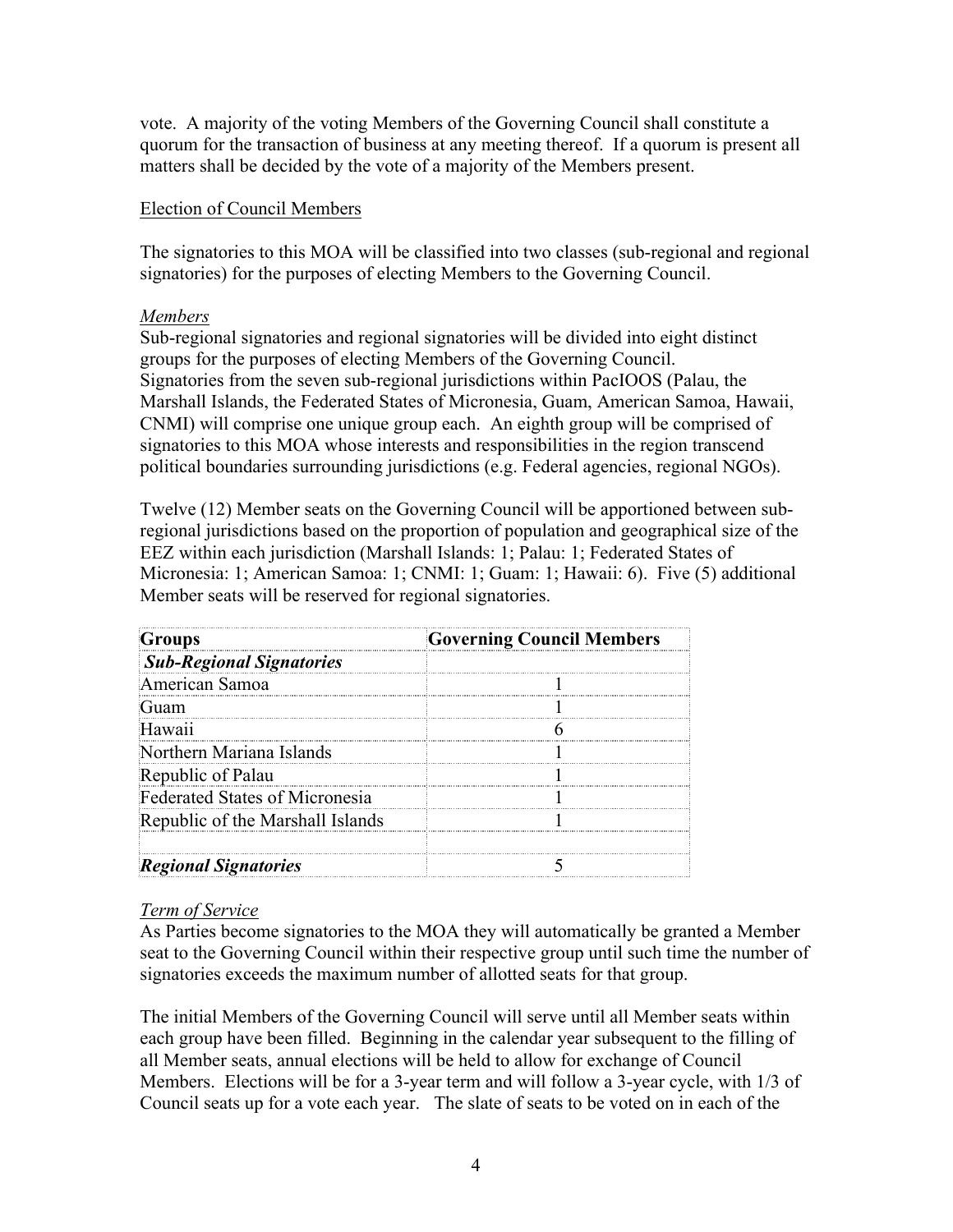vote. A majority of the voting Members of the Governing Council shall constitute a quorum for the transaction of business at any meeting thereof. If a quorum is present all matters shall be decided by the vote of a majority of the Members present.

Election of Council Members

The signatories to this MOA will be classified into two classes (sub-regional and regional signatories) for the purposes of electing Members to the Governing Council.

*Members*

Sub-regional signatories and regional signatories will be divided into eight distinct groups for the purposes of electing Members of the Governing Council. Signatories from the seven sub-regional jurisdictions within PacIOOS (Palau, the Marshall Islands, the Federated States of Micronesia, Guam, American Samoa, Hawaii, CNMI) will comprise one unique group each. An eighth group will be comprised of signatories to this MOA whose interests and responsibilities in the region transcend political boundaries surrounding jurisdictions (e.g. Federal agencies, regional NGOs).

Twelve (12) Member seats on the Governing Council will be apportioned between sub-regional jurisdictions based on the proportion of population and geographical size of the EEZ within each jurisdiction (Marshall Islands: 1; Palau: 1; Federated States of Micronesia: 1; American Samoa: 1; CNMI: 1; Guam: 1; Hawaii: 6). Five (5) additional Member seats will be reserved for regional signatories.

| **Groups** | **Governing Council Members** |
|---|---|
| ***Sub-Regional Signatories*** | |
| American Samoa | 1 |
| Guam | 1 |
| Hawaii | 6 |
| Northern Mariana Islands | 1 |
| Republic of Palau | 1 |
| Federated States of Micronesia | 1 |
| Republic of the Marshall Islands | 1 |
| | |
| ***Regional Signatories*** | 5 |

*Term of Service*

As Parties become signatories to the MOA they will automatically be granted a Member seat to the Governing Council within their respective group until such time the number of signatories exceeds the maximum number of allotted seats for that group.

The initial Members of the Governing Council will serve until all Member seats within each group have been filled. Beginning in the calendar year subsequent to the filling of all Member seats, annual elections will be held to allow for exchange of Council Members. Elections will be for a 3-year term and will follow a 3-year cycle, with 1/3 of Council seats up for a vote each year. The slate of seats to be voted on in each of the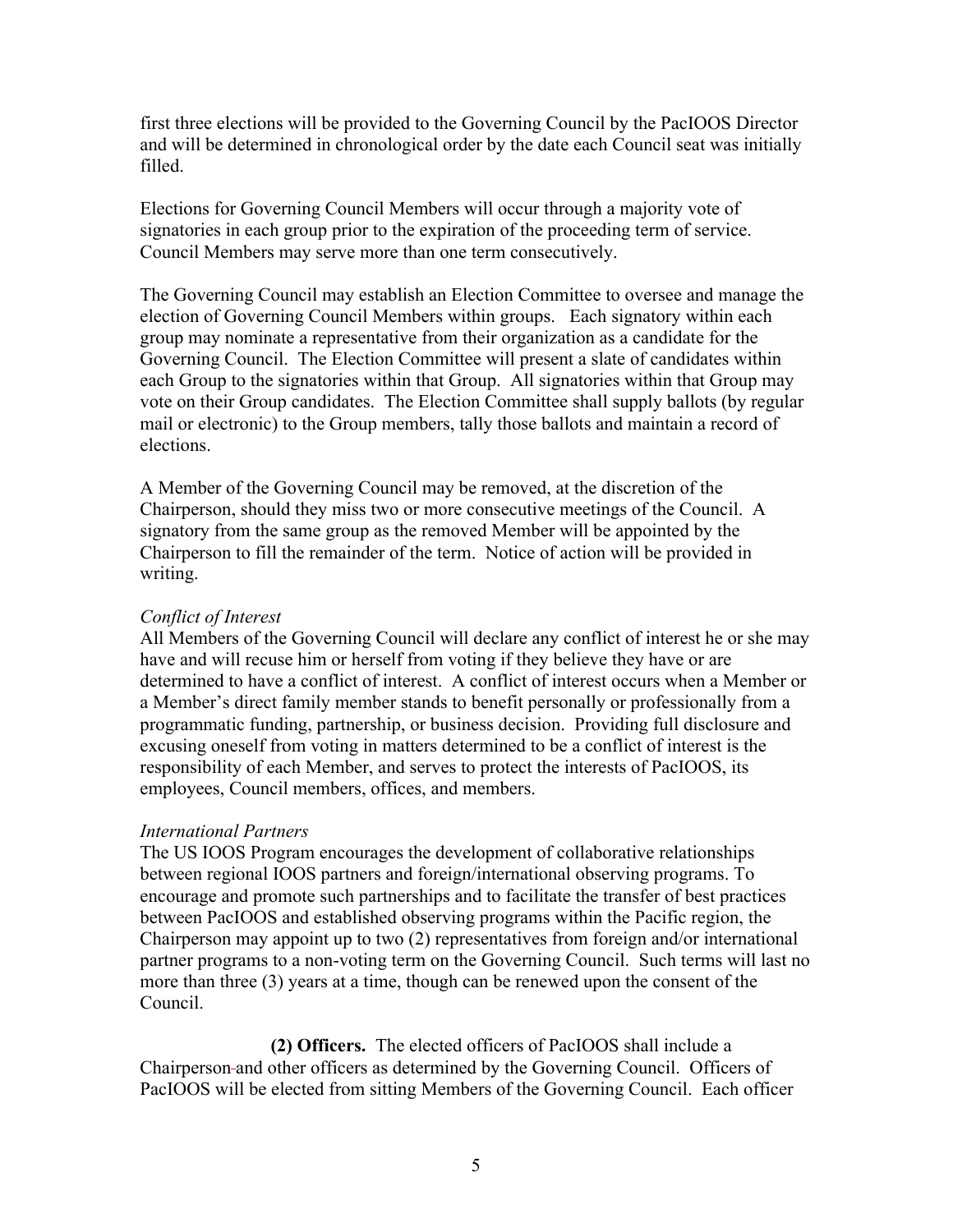first three elections will be provided to the Governing Council by the PacIOOS Director and will be determined in chronological order by the date each Council seat was initially filled.

Elections for Governing Council Members will occur through a majority vote of signatories in each group prior to the expiration of the proceeding term of service. Council Members may serve more than one term consecutively.

The Governing Council may establish an Election Committee to oversee and manage the election of Governing Council Members within groups. Each signatory within each group may nominate a representative from their organization as a candidate for the Governing Council. The Election Committee will present a slate of candidates within each Group to the signatories within that Group. All signatories within that Group may vote on their Group candidates. The Election Committee shall supply ballots (by regular mail or electronic) to the Group members, tally those ballots and maintain a record of elections.

A Member of the Governing Council may be removed, at the discretion of the Chairperson, should they miss two or more consecutive meetings of the Council. A signatory from the same group as the removed Member will be appointed by the Chairperson to fill the remainder of the term. Notice of action will be provided in writing.

*Conflict of Interest*

All Members of the Governing Council will declare any conflict of interest he or she may have and will recuse him or herself from voting if they believe they have or are determined to have a conflict of interest. A conflict of interest occurs when a Member or a Member's direct family member stands to benefit personally or professionally from a programmatic funding, partnership, or business decision. Providing full disclosure and excusing oneself from voting in matters determined to be a conflict of interest is the responsibility of each Member, and serves to protect the interests of PacIOOS, its employees, Council members, offices, and members.

*International Partners*

The US IOOS Program encourages the development of collaborative relationships between regional IOOS partners and foreign/international observing programs. To encourage and promote such partnerships and to facilitate the transfer of best practices between PacIOOS and established observing programs within the Pacific region, the Chairperson may appoint up to two (2) representatives from foreign and/or international partner programs to a non-voting term on the Governing Council. Such terms will last no more than three (3) years at a time, though can be renewed upon the consent of the Council.

**(2) Officers.** The elected officers of PacIOOS shall include a Chairperson and other officers as determined by the Governing Council. Officers of PacIOOS will be elected from sitting Members of the Governing Council. Each officer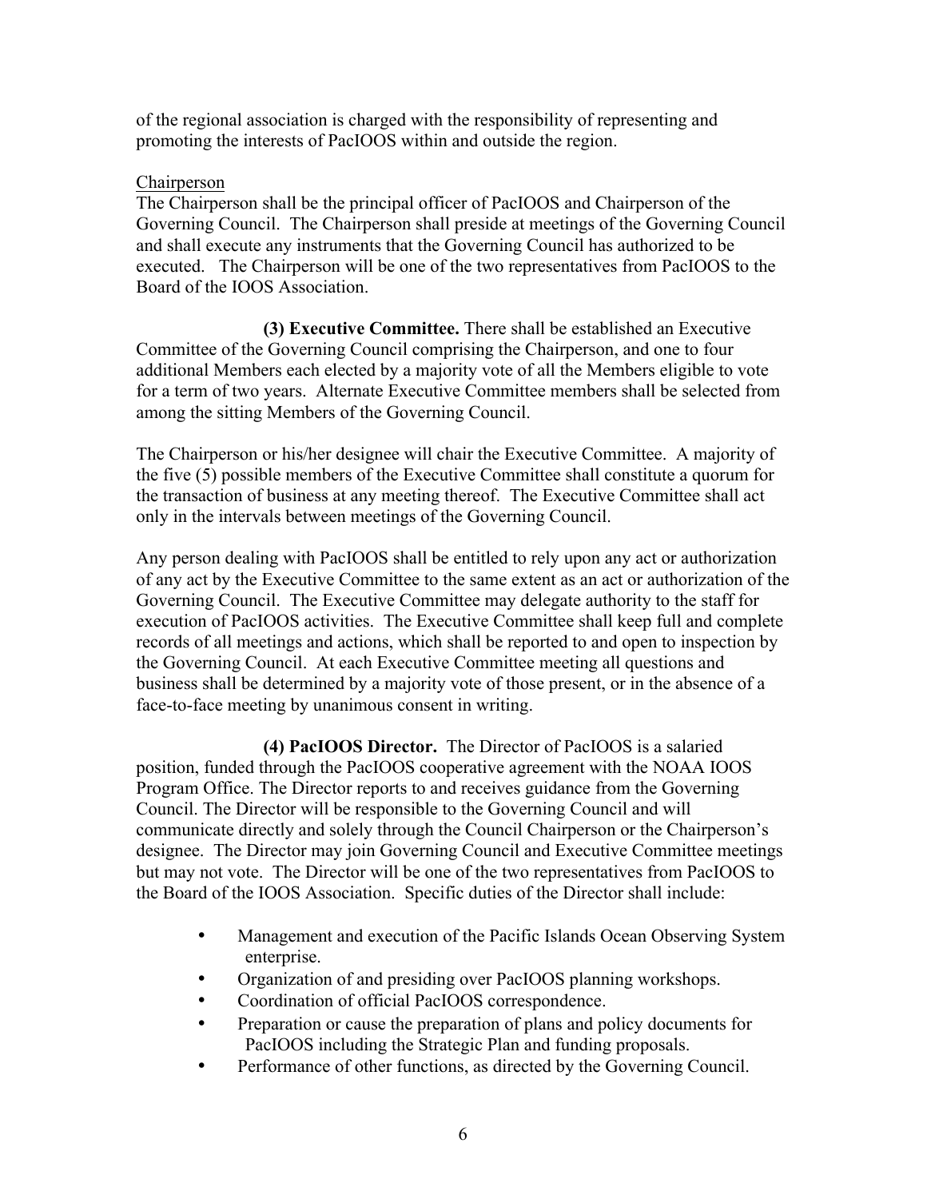of the regional association is charged with the responsibility of representing and promoting the interests of PacIOOS within and outside the region.

Chairperson

The Chairperson shall be the principal officer of PacIOOS and Chairperson of the Governing Council. The Chairperson shall preside at meetings of the Governing Council and shall execute any instruments that the Governing Council has authorized to be executed. The Chairperson will be one of the two representatives from PacIOOS to the Board of the IOOS Association.

**(3) Executive Committee.** There shall be established an Executive Committee of the Governing Council comprising the Chairperson, and one to four additional Members each elected by a majority vote of all the Members eligible to vote for a term of two years. Alternate Executive Committee members shall be selected from among the sitting Members of the Governing Council.

The Chairperson or his/her designee will chair the Executive Committee. A majority of the five (5) possible members of the Executive Committee shall constitute a quorum for the transaction of business at any meeting thereof. The Executive Committee shall act only in the intervals between meetings of the Governing Council.

Any person dealing with PacIOOS shall be entitled to rely upon any act or authorization of any act by the Executive Committee to the same extent as an act or authorization of the Governing Council. The Executive Committee may delegate authority to the staff for execution of PacIOOS activities. The Executive Committee shall keep full and complete records of all meetings and actions, which shall be reported to and open to inspection by the Governing Council. At each Executive Committee meeting all questions and business shall be determined by a majority vote of those present, or in the absence of a face-to-face meeting by unanimous consent in writing.

**(4) PacIOOS Director.** The Director of PacIOOS is a salaried position, funded through the PacIOOS cooperative agreement with the NOAA IOOS Program Office. The Director reports to and receives guidance from the Governing Council. The Director will be responsible to the Governing Council and will communicate directly and solely through the Council Chairperson or the Chairperson's designee. The Director may join Governing Council and Executive Committee meetings but may not vote. The Director will be one of the two representatives from PacIOOS to the Board of the IOOS Association. Specific duties of the Director shall include:

- Management and execution of the Pacific Islands Ocean Observing System enterprise.
- Organization of and presiding over PacIOOS planning workshops.
- Coordination of official PacIOOS correspondence.
- Preparation or cause the preparation of plans and policy documents for PacIOOS including the Strategic Plan and funding proposals.
- Performance of other functions, as directed by the Governing Council.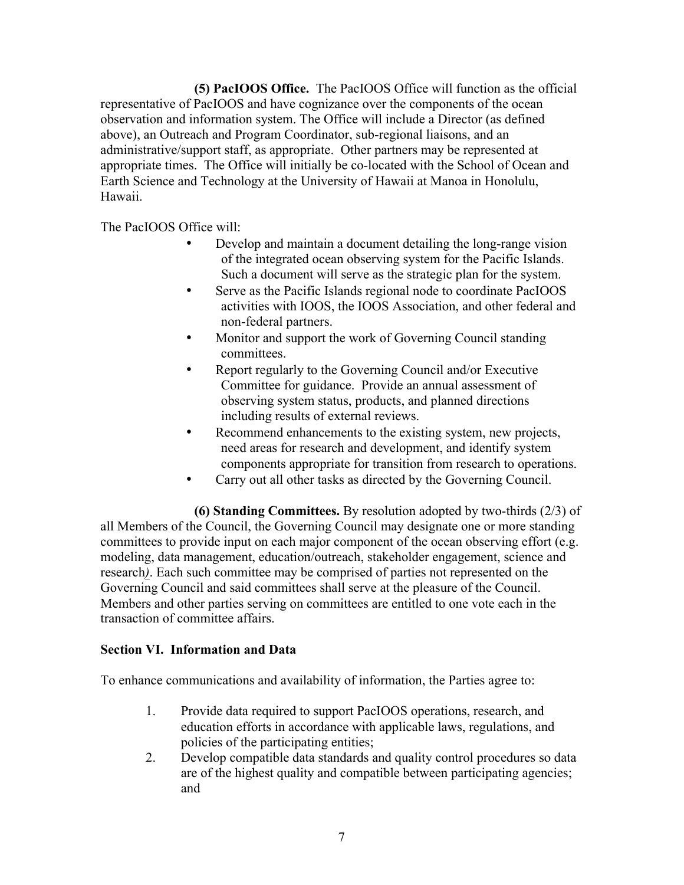**(5) PacIOOS Office.** The PacIOOS Office will function as the official representative of PacIOOS and have cognizance over the components of the ocean observation and information system. The Office will include a Director (as defined above), an Outreach and Program Coordinator, sub-regional liaisons, and an administrative/support staff, as appropriate. Other partners may be represented at appropriate times. The Office will initially be co-located with the School of Ocean and Earth Science and Technology at the University of Hawaii at Manoa in Honolulu, Hawaii.

The PacIOOS Office will:

- Develop and maintain a document detailing the long-range vision of the integrated ocean observing system for the Pacific Islands. Such a document will serve as the strategic plan for the system.
- Serve as the Pacific Islands regional node to coordinate PacIOOS activities with IOOS, the IOOS Association, and other federal and non-federal partners.
- Monitor and support the work of Governing Council standing committees.
- Report regularly to the Governing Council and/or Executive Committee for guidance. Provide an annual assessment of observing system status, products, and planned directions including results of external reviews.
- Recommend enhancements to the existing system, new projects, need areas for research and development, and identify system components appropriate for transition from research to operations.
- Carry out all other tasks as directed by the Governing Council.

**(6) Standing Committees.** By resolution adopted by two-thirds (2/3) of all Members of the Council, the Governing Council may designate one or more standing committees to provide input on each major component of the ocean observing effort (e.g. modeling, data management, education/outreach, stakeholder engagement, science and research*)*. Each such committee may be comprised of parties not represented on the Governing Council and said committees shall serve at the pleasure of the Council. Members and other parties serving on committees are entitled to one vote each in the transaction of committee affairs.

**Section VI. Information and Data**

To enhance communications and availability of information, the Parties agree to:

1. Provide data required to support PacIOOS operations, research, and education efforts in accordance with applicable laws, regulations, and policies of the participating entities;
2. Develop compatible data standards and quality control procedures so data are of the highest quality and compatible between participating agencies; and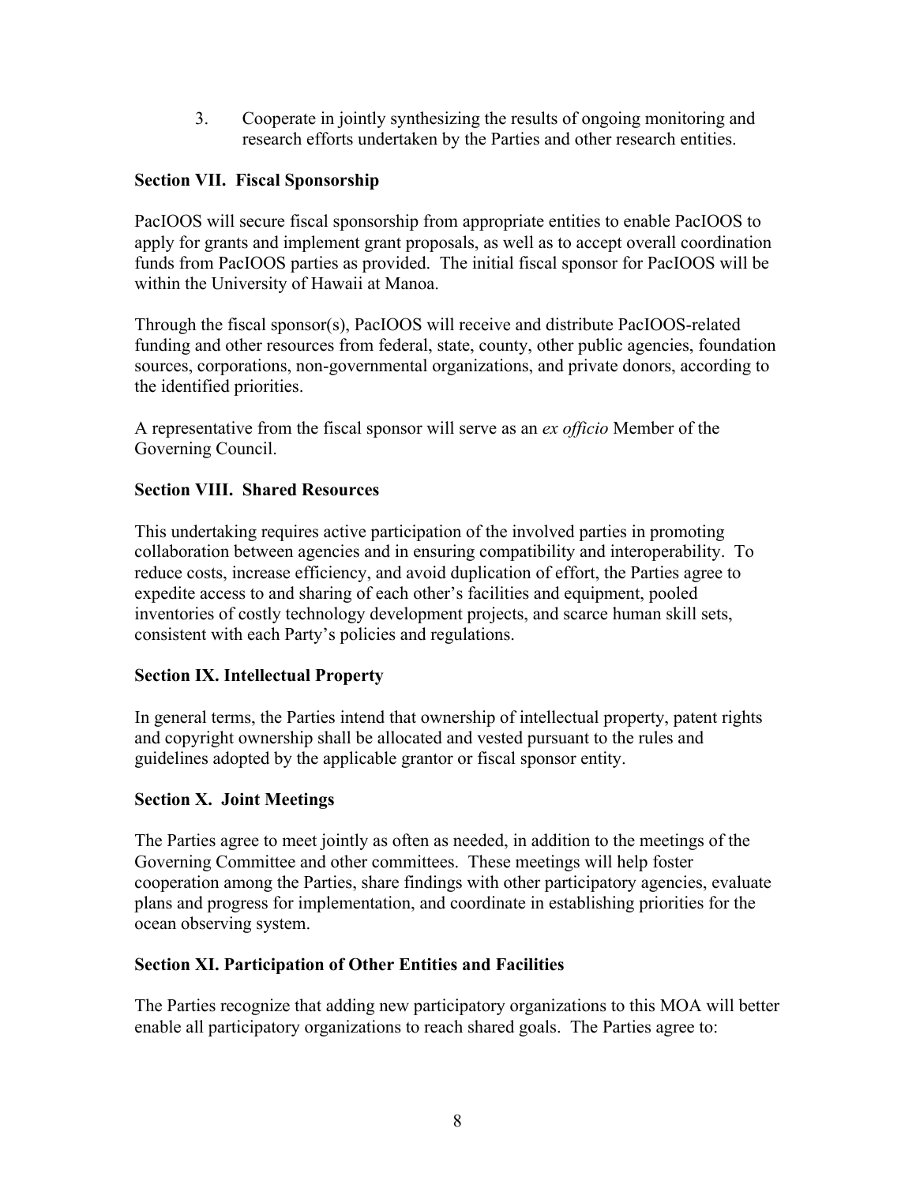3. Cooperate in jointly synthesizing the results of ongoing monitoring and research efforts undertaken by the Parties and other research entities.

### Section VII. Fiscal Sponsorship

PacIOOS will secure fiscal sponsorship from appropriate entities to enable PacIOOS to apply for grants and implement grant proposals, as well as to accept overall coordination funds from PacIOOS parties as provided. The initial fiscal sponsor for PacIOOS will be within the University of Hawaii at Manoa.

Through the fiscal sponsor(s), PacIOOS will receive and distribute PacIOOS-related funding and other resources from federal, state, county, other public agencies, foundation sources, corporations, non-governmental organizations, and private donors, according to the identified priorities.

A representative from the fiscal sponsor will serve as an *ex officio* Member of the Governing Council.

### Section VIII. Shared Resources

This undertaking requires active participation of the involved parties in promoting collaboration between agencies and in ensuring compatibility and interoperability. To reduce costs, increase efficiency, and avoid duplication of effort, the Parties agree to expedite access to and sharing of each other's facilities and equipment, pooled inventories of costly technology development projects, and scarce human skill sets, consistent with each Party's policies and regulations.

### Section IX. Intellectual Property

In general terms, the Parties intend that ownership of intellectual property, patent rights and copyright ownership shall be allocated and vested pursuant to the rules and guidelines adopted by the applicable grantor or fiscal sponsor entity.

### Section X. Joint Meetings

The Parties agree to meet jointly as often as needed, in addition to the meetings of the Governing Committee and other committees. These meetings will help foster cooperation among the Parties, share findings with other participatory agencies, evaluate plans and progress for implementation, and coordinate in establishing priorities for the ocean observing system.

### Section XI. Participation of Other Entities and Facilities

The Parties recognize that adding new participatory organizations to this MOA will better enable all participatory organizations to reach shared goals. The Parties agree to: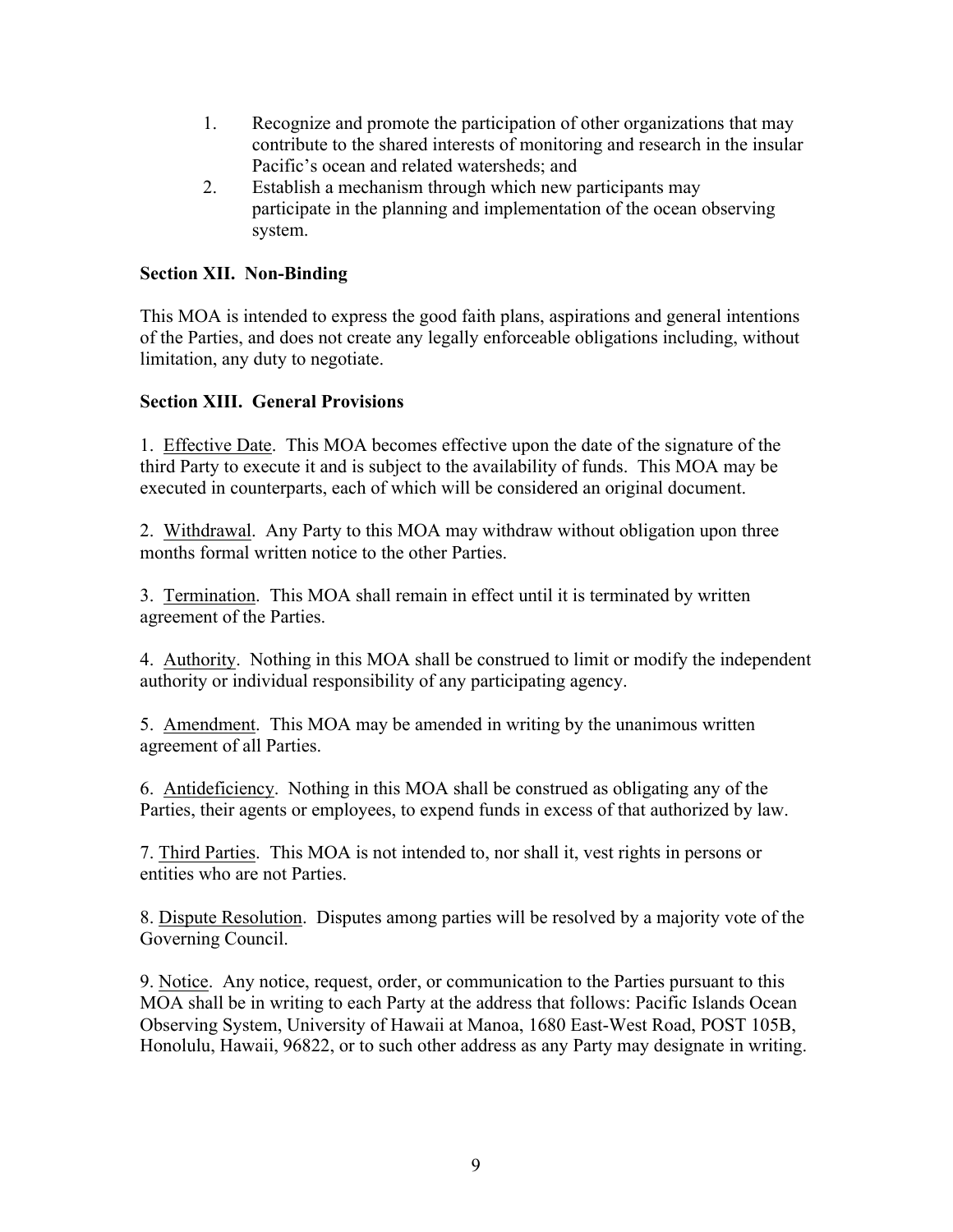1. Recognize and promote the participation of other organizations that may contribute to the shared interests of monitoring and research in the insular Pacific's ocean and related watersheds; and
2. Establish a mechanism through which new participants may participate in the planning and implementation of the ocean observing system.

**Section XII. Non-Binding**

This MOA is intended to express the good faith plans, aspirations and general intentions of the Parties, and does not create any legally enforceable obligations including, without limitation, any duty to negotiate.

**Section XIII. General Provisions**

1. Effective Date. This MOA becomes effective upon the date of the signature of the third Party to execute it and is subject to the availability of funds. This MOA may be executed in counterparts, each of which will be considered an original document.

2. Withdrawal. Any Party to this MOA may withdraw without obligation upon three months formal written notice to the other Parties.

3. Termination. This MOA shall remain in effect until it is terminated by written agreement of the Parties.

4. Authority. Nothing in this MOA shall be construed to limit or modify the independent authority or individual responsibility of any participating agency.

5. Amendment. This MOA may be amended in writing by the unanimous written agreement of all Parties.

6. Antideficiency. Nothing in this MOA shall be construed as obligating any of the Parties, their agents or employees, to expend funds in excess of that authorized by law.

7. Third Parties. This MOA is not intended to, nor shall it, vest rights in persons or entities who are not Parties.

8. Dispute Resolution. Disputes among parties will be resolved by a majority vote of the Governing Council.

9. Notice. Any notice, request, order, or communication to the Parties pursuant to this MOA shall be in writing to each Party at the address that follows: Pacific Islands Ocean Observing System, University of Hawaii at Manoa, 1680 East-West Road, POST 105B, Honolulu, Hawaii, 96822, or to such other address as any Party may designate in writing.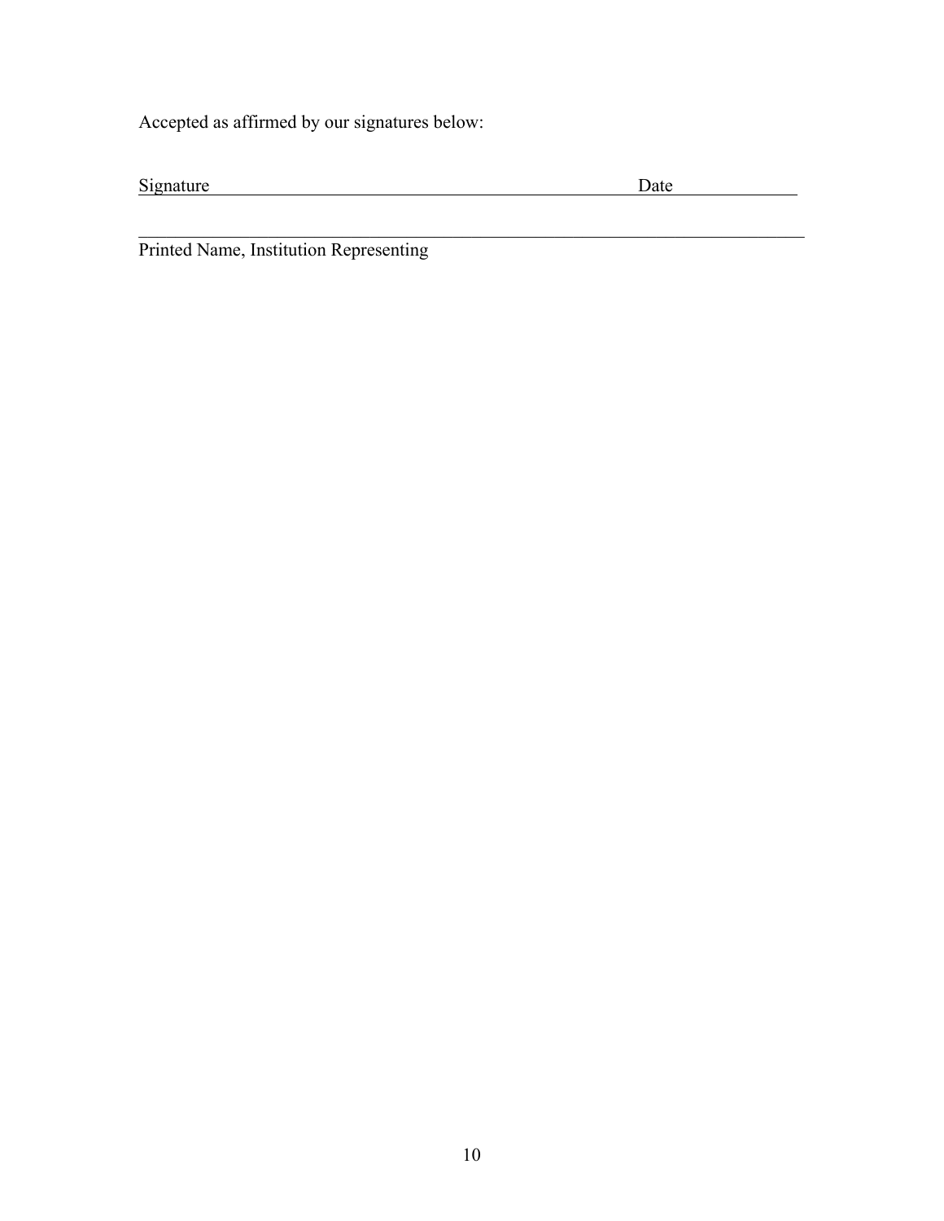Accepted as affirmed by our signatures below:

Signature \_\_\_\_\_\_\_\_\_\_\_\_\_\_\_\_\_\_\_\_\_\_\_\_\_\_\_\_\_\_\_\_\_\_\_\_\_\_\_\_\_\_\_\_ Date \_\_\_\_\_\_\_\_\_\_\_\_

\_\_\_\_\_\_\_\_\_\_\_\_\_\_\_\_\_\_\_\_\_\_\_\_\_\_\_\_\_\_\_\_\_\_\_\_\_\_\_\_\_\_\_\_\_\_\_\_\_\_\_\_\_\_\_\_\_\_\_\_\_\_

Printed Name, Institution Representing